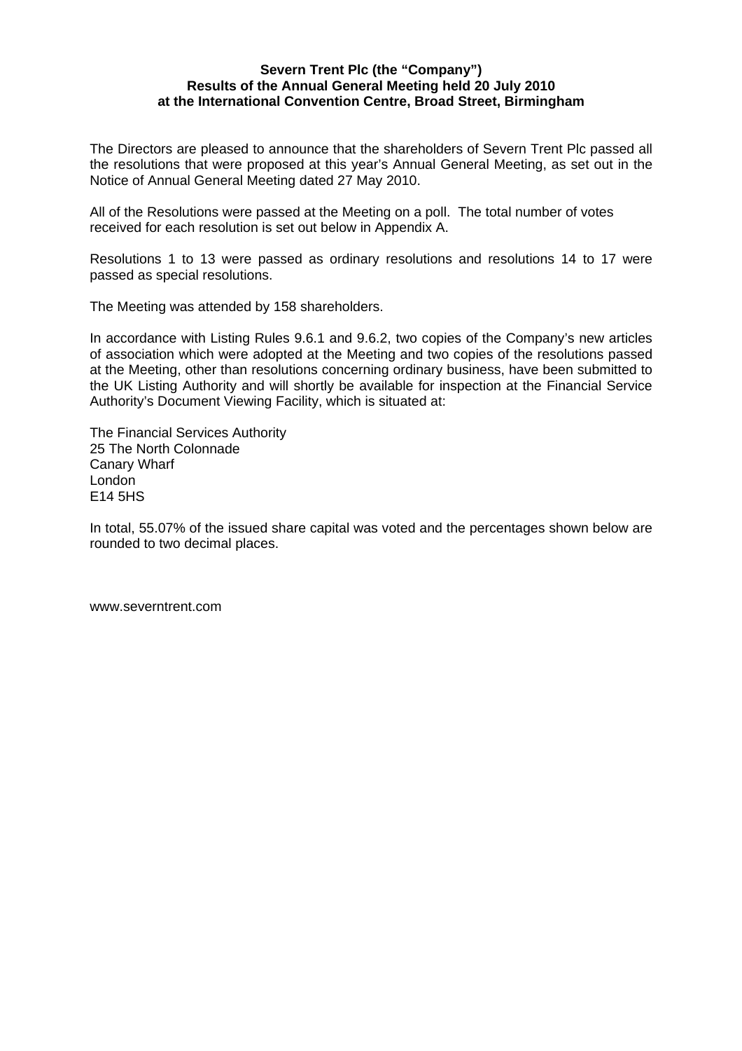**Severn Trent Plc (the "Company")**
**Results of the Annual General Meeting held 20 July 2010**
**at the International Convention Centre, Broad Street, Birmingham**

The Directors are pleased to announce that the shareholders of Severn Trent Plc passed all the resolutions that were proposed at this year's Annual General Meeting, as set out in the Notice of Annual General Meeting dated 27 May 2010.

All of the Resolutions were passed at the Meeting on a poll. The total number of votes received for each resolution is set out below in Appendix A.

Resolutions 1 to 13 were passed as ordinary resolutions and resolutions 14 to 17 were passed as special resolutions.

The Meeting was attended by 158 shareholders.

In accordance with Listing Rules 9.6.1 and 9.6.2, two copies of the Company's new articles of association which were adopted at the Meeting and two copies of the resolutions passed at the Meeting, other than resolutions concerning ordinary business, have been submitted to the UK Listing Authority and will shortly be available for inspection at the Financial Service Authority's Document Viewing Facility, which is situated at:

The Financial Services Authority
25 The North Colonnade
Canary Wharf
London
E14 5HS

In total, 55.07% of the issued share capital was voted and the percentages shown below are rounded to two decimal places.

www.severntrent.com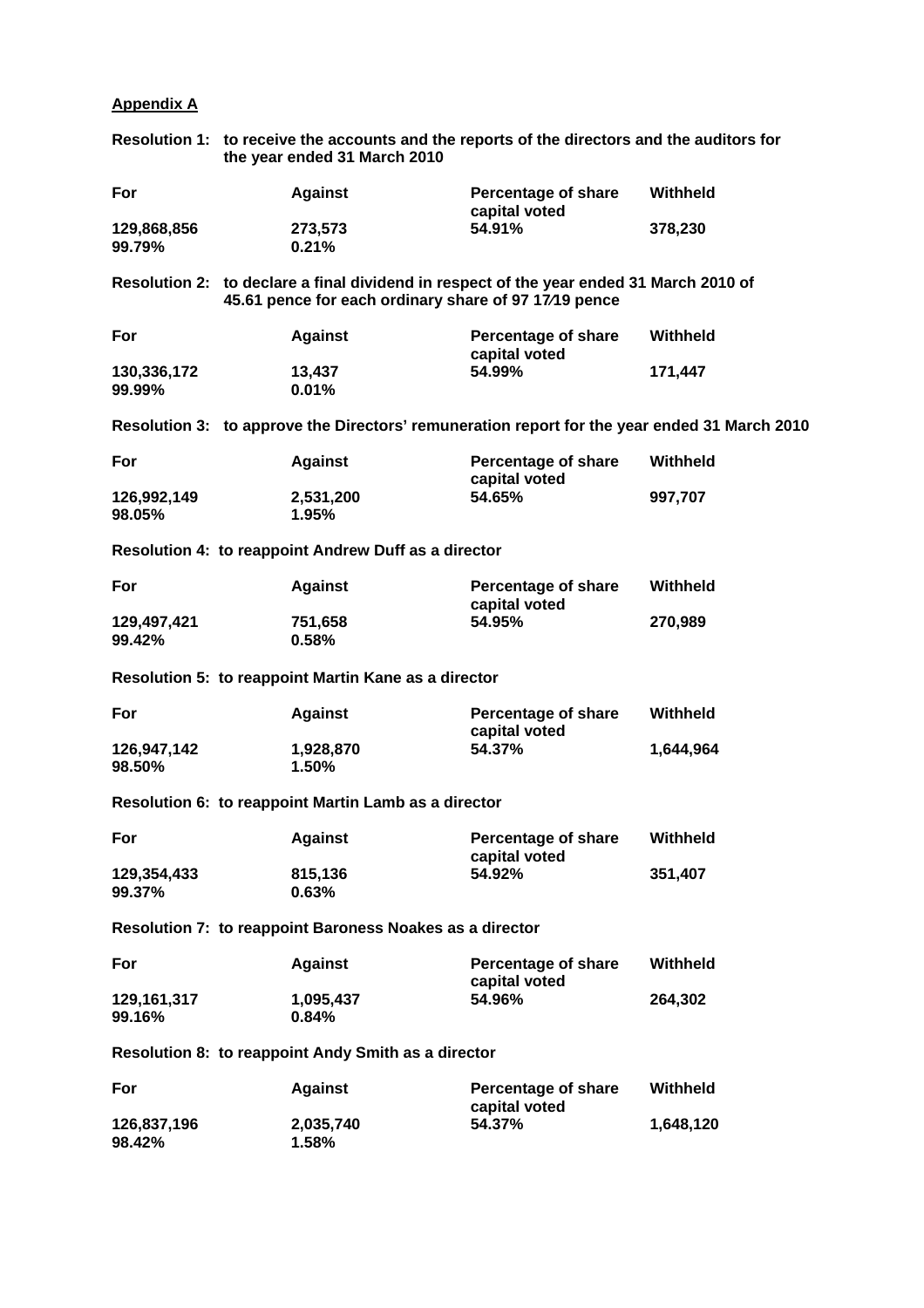**Appendix A**

**Resolution 1: to receive the accounts and the reports of the directors and the auditors for the year ended 31 March 2010**

| For | Against | Percentage of share capital voted | Withheld |
|---|---|---|---|
| 129,868,856<br>99.79% | 273,573<br>0.21% | 54.91% | 378,230 |

**Resolution 2: to declare a final dividend in respect of the year ended 31 March 2010 of 45.61 pence for each ordinary share of 97 17⁄19 pence**

| For | Against | Percentage of share capital voted | Withheld |
|---|---|---|---|
| 130,336,172<br>99.99% | 13,437<br>0.01% | 54.99% | 171,447 |

**Resolution 3: to approve the Directors' remuneration report for the year ended 31 March 2010**

| For | Against | Percentage of share capital voted | Withheld |
|---|---|---|---|
| 126,992,149<br>98.05% | 2,531,200<br>1.95% | 54.65% | 997,707 |

**Resolution 4: to reappoint Andrew Duff as a director**

| For | Against | Percentage of share capital voted | Withheld |
|---|---|---|---|
| 129,497,421<br>99.42% | 751,658<br>0.58% | 54.95% | 270,989 |

**Resolution 5: to reappoint Martin Kane as a director**

| For | Against | Percentage of share capital voted | Withheld |
|---|---|---|---|
| 126,947,142<br>98.50% | 1,928,870<br>1.50% | 54.37% | 1,644,964 |

**Resolution 6: to reappoint Martin Lamb as a director**

| For | Against | Percentage of share capital voted | Withheld |
|---|---|---|---|
| 129,354,433<br>99.37% | 815,136<br>0.63% | 54.92% | 351,407 |

**Resolution 7: to reappoint Baroness Noakes as a director**

| For | Against | Percentage of share capital voted | Withheld |
|---|---|---|---|
| 129,161,317<br>99.16% | 1,095,437<br>0.84% | 54.96% | 264,302 |

**Resolution 8: to reappoint Andy Smith as a director**

| For | Against | Percentage of share capital voted | Withheld |
|---|---|---|---|
| 126,837,196<br>98.42% | 2,035,740<br>1.58% | 54.37% | 1,648,120 |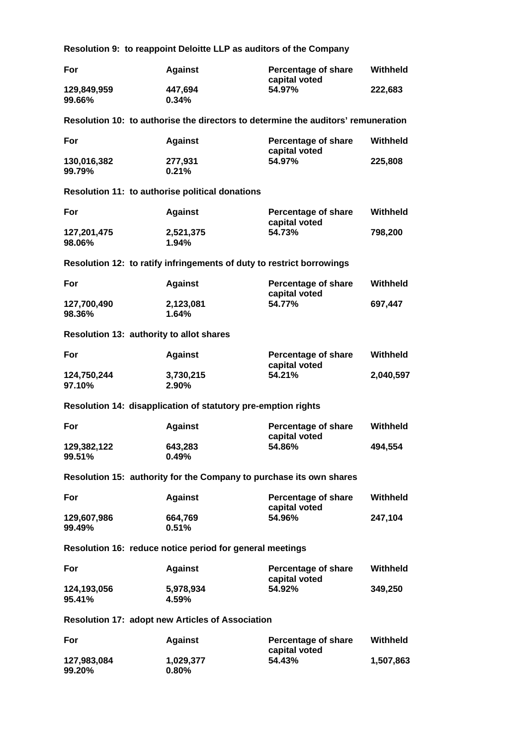**Resolution 9: to reappoint Deloitte LLP as auditors of the Company**

| For | Against | Percentage of share capital voted | Withheld |
|---|---|---|---|
| 129,849,959<br>99.66% | 447,694<br>0.34% | 54.97% | 222,683 |

**Resolution 10: to authorise the directors to determine the auditors' remuneration**

| For | Against | Percentage of share capital voted | Withheld |
|---|---|---|---|
| 130,016,382<br>99.79% | 277,931<br>0.21% | 54.97% | 225,808 |

**Resolution 11: to authorise political donations**

| For | Against | Percentage of share capital voted | Withheld |
|---|---|---|---|
| 127,201,475<br>98.06% | 2,521,375<br>1.94% | 54.73% | 798,200 |

**Resolution 12: to ratify infringements of duty to restrict borrowings**

| For | Against | Percentage of share capital voted | Withheld |
|---|---|---|---|
| 127,700,490<br>98.36% | 2,123,081<br>1.64% | 54.77% | 697,447 |

**Resolution 13: authority to allot shares**

| For | Against | Percentage of share capital voted | Withheld |
|---|---|---|---|
| 124,750,244<br>97.10% | 3,730,215<br>2.90% | 54.21% | 2,040,597 |

**Resolution 14: disapplication of statutory pre-emption rights**

| For | Against | Percentage of share capital voted | Withheld |
|---|---|---|---|
| 129,382,122<br>99.51% | 643,283<br>0.49% | 54.86% | 494,554 |

**Resolution 15: authority for the Company to purchase its own shares**

| For | Against | Percentage of share capital voted | Withheld |
|---|---|---|---|
| 129,607,986<br>99.49% | 664,769<br>0.51% | 54.96% | 247,104 |

**Resolution 16: reduce notice period for general meetings**

| For | Against | Percentage of share capital voted | Withheld |
|---|---|---|---|
| 124,193,056<br>95.41% | 5,978,934<br>4.59% | 54.92% | 349,250 |

**Resolution 17: adopt new Articles of Association**

| For | Against | Percentage of share capital voted | Withheld |
|---|---|---|---|
| 127,983,084<br>99.20% | 1,029,377<br>0.80% | 54.43% | 1,507,863 |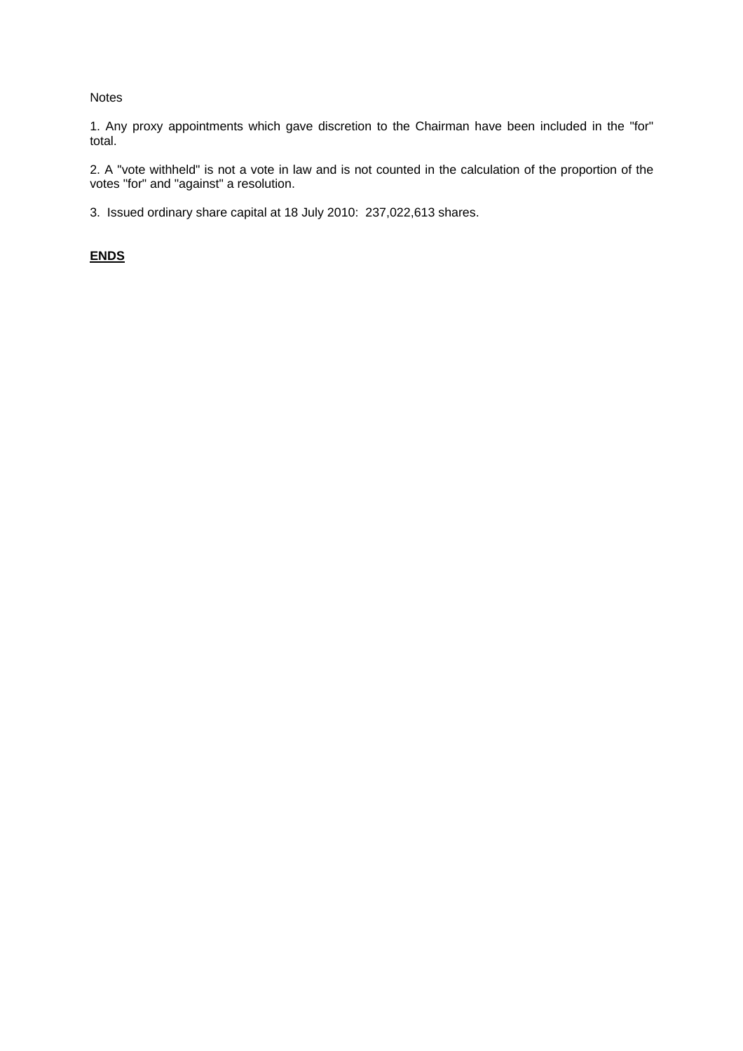Notes

1. Any proxy appointments which gave discretion to the Chairman have been included in the "for" total.

2. A "vote withheld" is not a vote in law and is not counted in the calculation of the proportion of the votes "for" and "against" a resolution.

3. Issued ordinary share capital at 18 July 2010: 237,022,613 shares.

**ENDS**